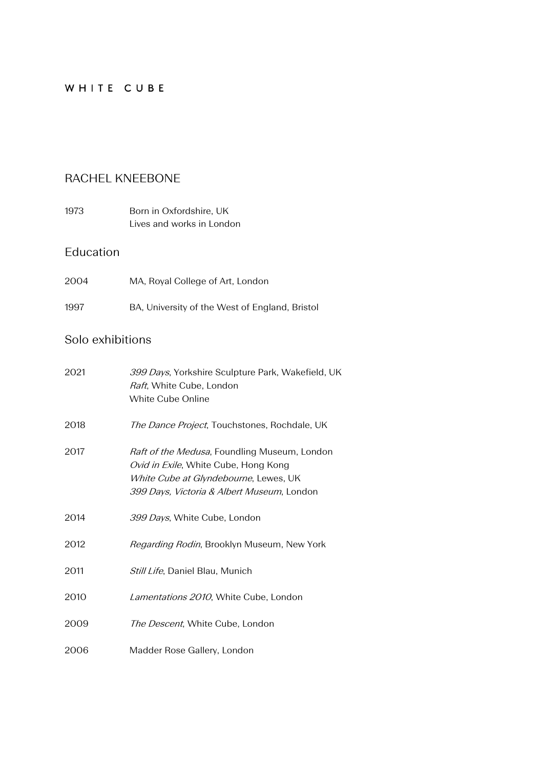WHITE CUBE

# RACHEL KNEEBONE

1973 Born in Oxfordshire, UK
Lives and works in London

## Education

2004 MA, Royal College of Art, London

1997 BA, University of the West of England, Bristol

## Solo exhibitions

2021 *399 Days*, Yorkshire Sculpture Park, Wakefield, UK
*Raft*, White Cube, London
White Cube Online

2018 *The Dance Project*, Touchstones, Rochdale, UK

2017 *Raft of the Medusa*, Foundling Museum, London
*Ovid in Exile*, White Cube, Hong Kong
*White Cube at Glyndebourne*, Lewes, UK
*399 Days, Victoria & Albert Museum*, London

2014 *399 Days*, White Cube, London

2012 *Regarding Rodin*, Brooklyn Museum, New York

2011 *Still Life*, Daniel Blau, Munich

2010 *Lamentations 2010*, White Cube, London

2009 *The Descent*, White Cube, London

2006 Madder Rose Gallery, London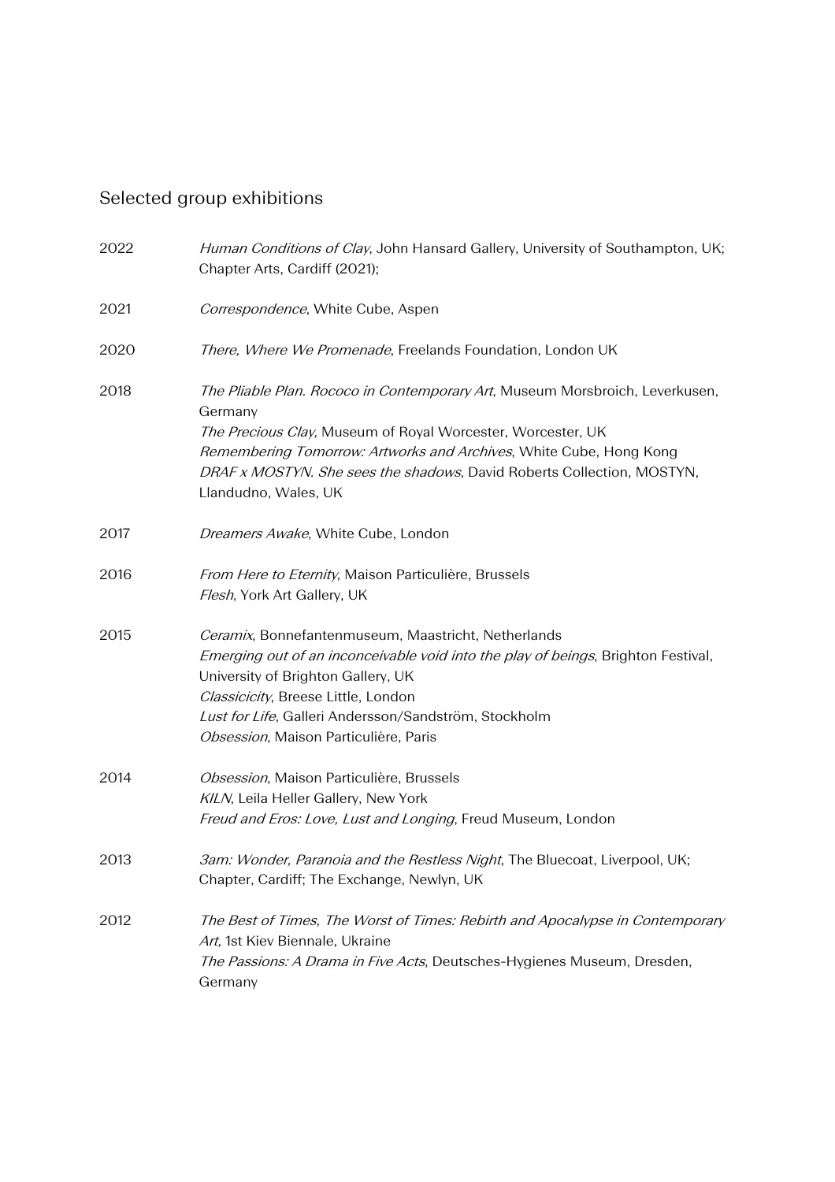## Selected group exhibitions

2022 *Human Conditions of Clay*, John Hansard Gallery, University of Southampton, UK; Chapter Arts, Cardiff (2021);

2021 *Correspondence*, White Cube, Aspen

2020 *There, Where We Promenade*, Freelands Foundation, London UK

2018 *The Pliable Plan. Rococo in Contemporary Art*, Museum Morsbroich, Leverkusen, Germany
*The Precious Clay,* Museum of Royal Worcester, Worcester, UK
*Remembering Tomorrow: Artworks and Archives*, White Cube, Hong Kong
*DRAF x MOSTYN. She sees the shadows*, David Roberts Collection, MOSTYN, Llandudno, Wales, UK

2017 *Dreamers Awake*, White Cube, London

2016 *From Here to Eternity*, Maison Particulière, Brussels
*Flesh*, York Art Gallery, UK

2015 *Ceramix*, Bonnefantenmuseum, Maastricht, Netherlands
*Emerging out of an inconceivable void into the play of beings*, Brighton Festival, University of Brighton Gallery, UK
*Classicicity*, Breese Little, London
*Lust for Life*, Galleri Andersson/Sandström, Stockholm
*Obsession*, Maison Particulière, Paris

2014 *Obsession*, Maison Particulière, Brussels
*KILN*, Leila Heller Gallery, New York
*Freud and Eros: Love, Lust and Longing*, Freud Museum, London

2013 *3am: Wonder, Paranoia and the Restless Night*, The Bluecoat, Liverpool, UK; Chapter, Cardiff; The Exchange, Newlyn, UK

2012 *The Best of Times, The Worst of Times: Rebirth and Apocalypse in Contemporary Art,* 1st Kiev Biennale, Ukraine
*The Passions: A Drama in Five Acts*, Deutsches-Hygienes Museum, Dresden, Germany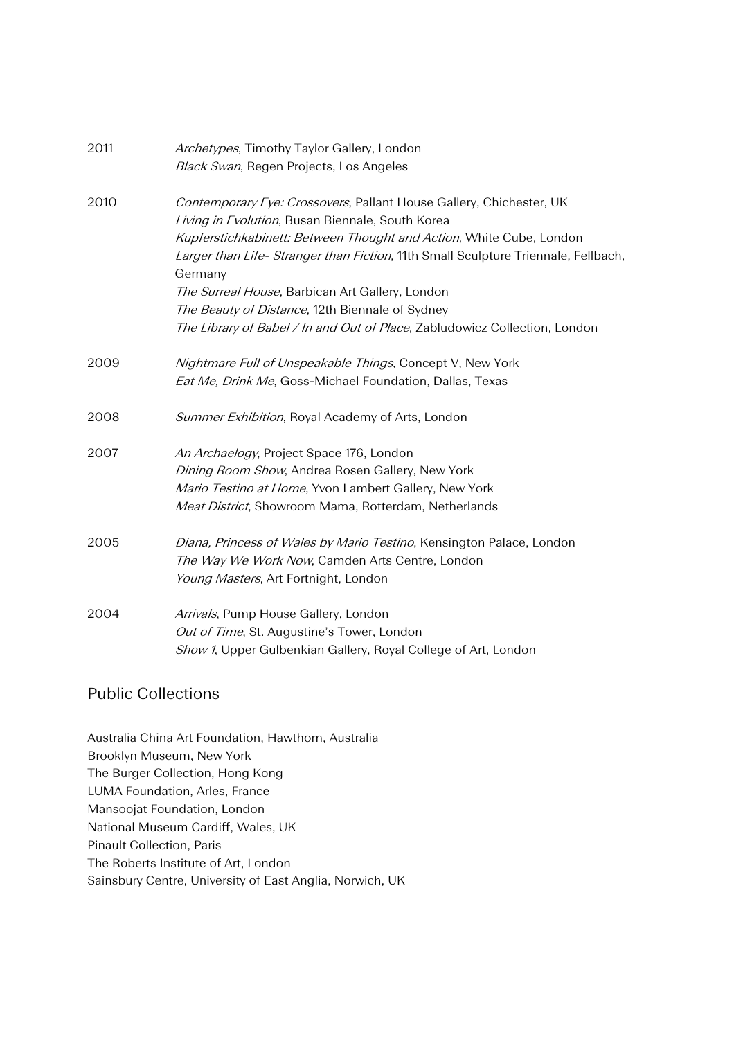| | |
|---|---|
| 2011 | *Archetypes*, Timothy Taylor Gallery, London<br>*Black Swan*, Regen Projects, Los Angeles |
| 2010 | *Contemporary Eye: Crossovers*, Pallant House Gallery, Chichester, UK<br>*Living in Evolution*, Busan Biennale, South Korea<br>*Kupferstichkabinett: Between Thought and Action*, White Cube, London<br>*Larger than Life- Stranger than Fiction*, 11th Small Sculpture Triennale, Fellbach, Germany<br>*The Surreal House*, Barbican Art Gallery, London<br>*The Beauty of Distance*, 12th Biennale of Sydney<br>*The Library of Babel / In and Out of Place*, Zabludowicz Collection, London |
| 2009 | *Nightmare Full of Unspeakable Things*, Concept V, New York<br>*Eat Me, Drink Me*, Goss-Michael Foundation, Dallas, Texas |
| 2008 | *Summer Exhibition*, Royal Academy of Arts, London |
| 2007 | *An Archaelogy*, Project Space 176, London<br>*Dining Room Show*, Andrea Rosen Gallery, New York<br>*Mario Testino at Home*, Yvon Lambert Gallery, New York<br>*Meat District*, Showroom Mama, Rotterdam, Netherlands |
| 2005 | *Diana, Princess of Wales by Mario Testino*, Kensington Palace, London<br>*The Way We Work Now*, Camden Arts Centre, London<br>*Young Masters*, Art Fortnight, London |
| 2004 | *Arrivals*, Pump House Gallery, London<br>*Out of Time*, St. Augustine's Tower, London<br>*Show 1*, Upper Gulbenkian Gallery, Royal College of Art, London |

## Public Collections

Australia China Art Foundation, Hawthorn, Australia
Brooklyn Museum, New York
The Burger Collection, Hong Kong
LUMA Foundation, Arles, France
Mansoojat Foundation, London
National Museum Cardiff, Wales, UK
Pinault Collection, Paris
The Roberts Institute of Art, London
Sainsbury Centre, University of East Anglia, Norwich, UK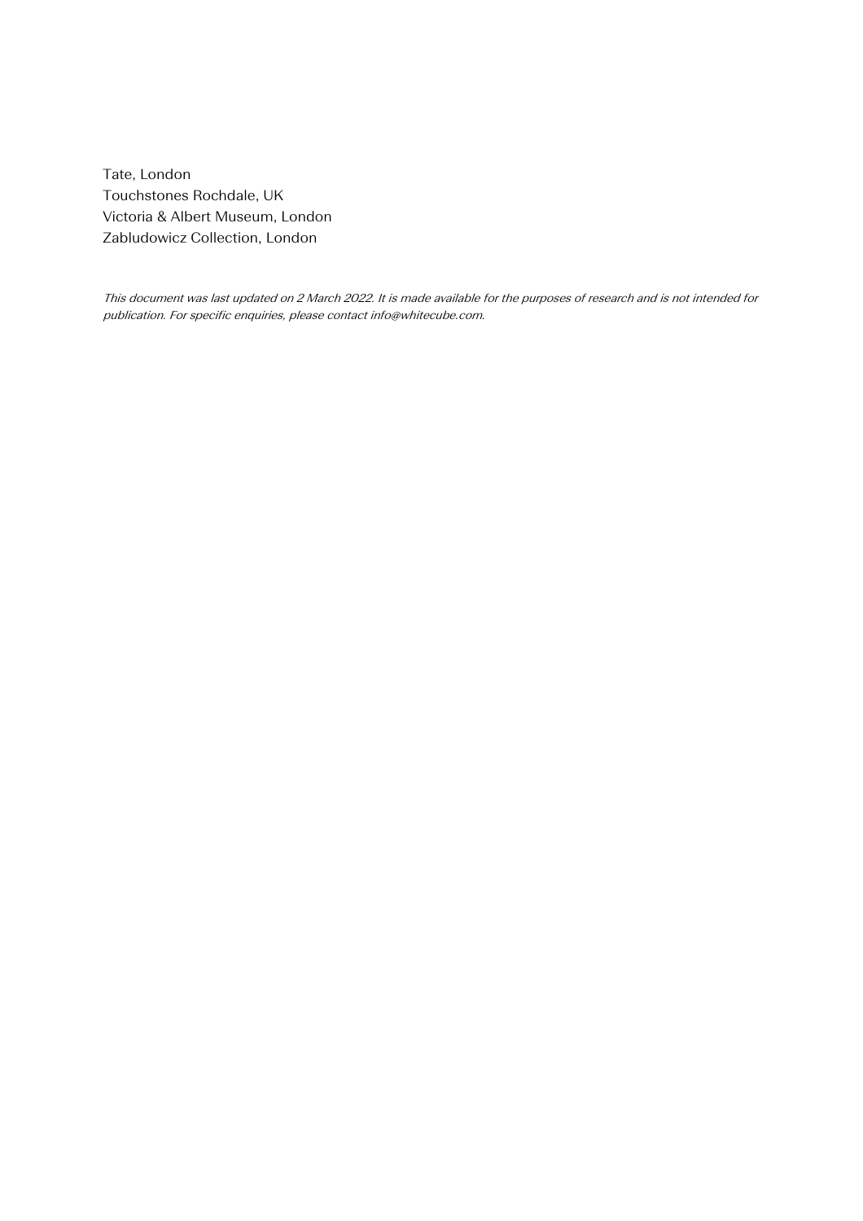Tate, London
Touchstones Rochdale, UK
Victoria & Albert Museum, London
Zabludowicz Collection, London

*This document was last updated on 2 March 2022. It is made available for the purposes of research and is not intended for publication. For specific enquiries, please contact info@whitecube.com.*